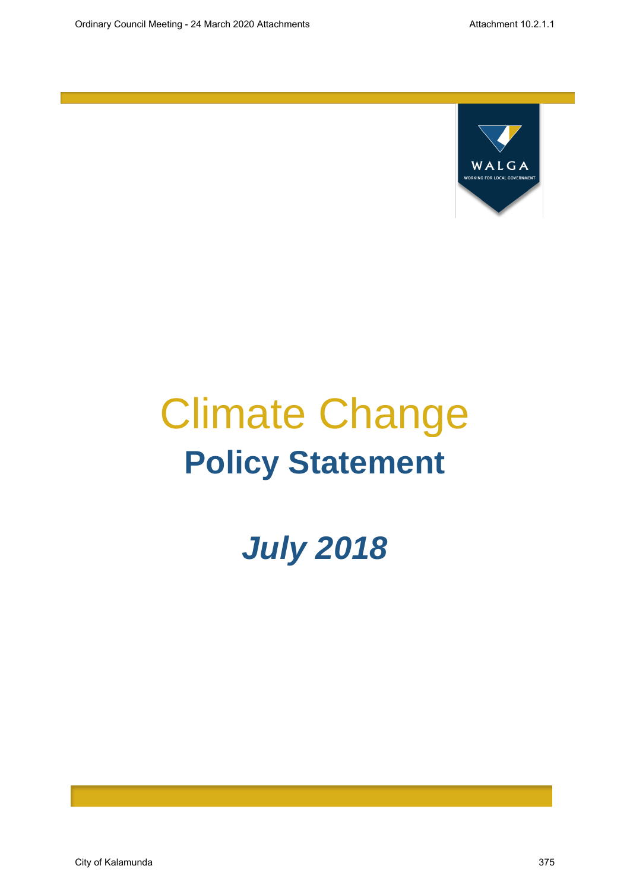# Climate Change

## Policy Statement

***July 2018***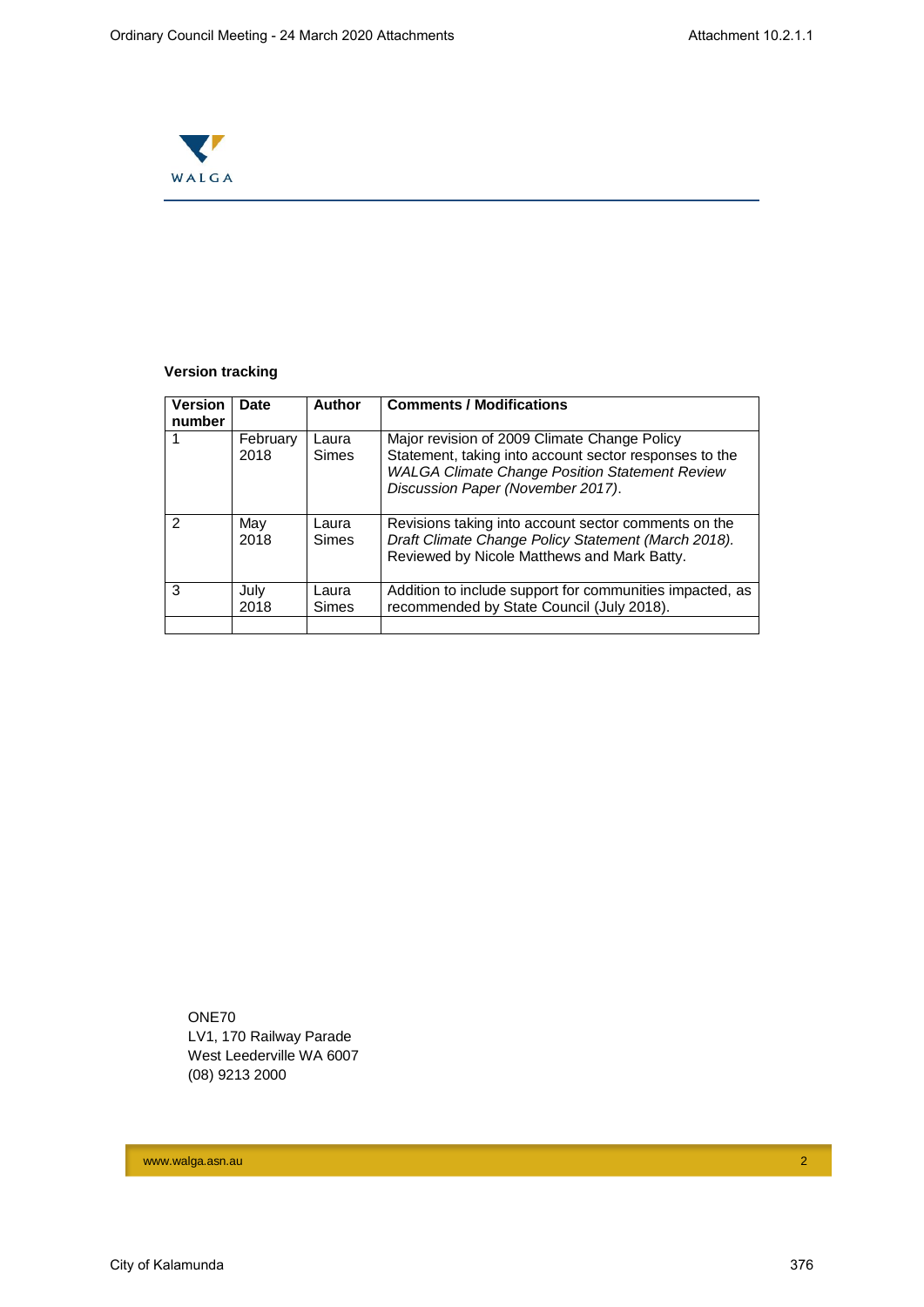**Version tracking**

| Version number | Date | Author | Comments / Modifications |
|---|---|---|---|
| 1 | February 2018 | Laura Simes | Major revision of 2009 Climate Change Policy Statement, taking into account sector responses to the *WALGA Climate Change Position Statement Review Discussion Paper (November 2017)*. |
| 2 | May 2018 | Laura Simes | Revisions taking into account sector comments on the *Draft Climate Change Policy Statement (March 2018).* Reviewed by Nicole Matthews and Mark Batty. |
| 3 | July 2018 | Laura Simes | Addition to include support for communities impacted, as recommended by State Council (July 2018). |
| | | | |

ONE70
LV1, 170 Railway Parade
West Leederville WA 6007
(08) 9213 2000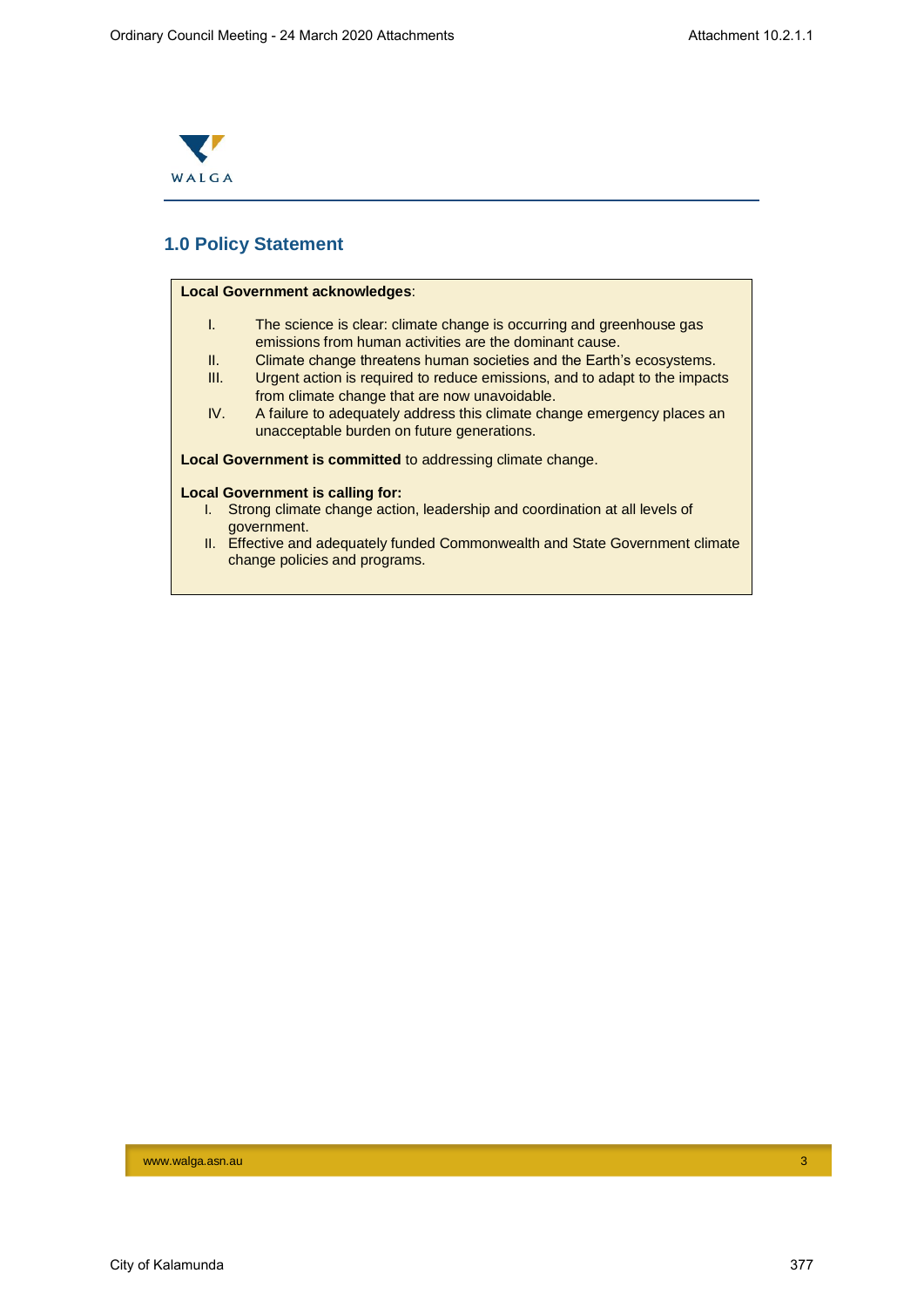## 1.0 Policy Statement

**Local Government acknowledges**:

I. The science is clear: climate change is occurring and greenhouse gas emissions from human activities are the dominant cause.
II. Climate change threatens human societies and the Earth's ecosystems.
III. Urgent action is required to reduce emissions, and to adapt to the impacts from climate change that are now unavoidable.
IV. A failure to adequately address this climate change emergency places an unacceptable burden on future generations.

**Local Government is committed** to addressing climate change.

**Local Government is calling for:**

I. Strong climate change action, leadership and coordination at all levels of government.
II. Effective and adequately funded Commonwealth and State Government climate change policies and programs.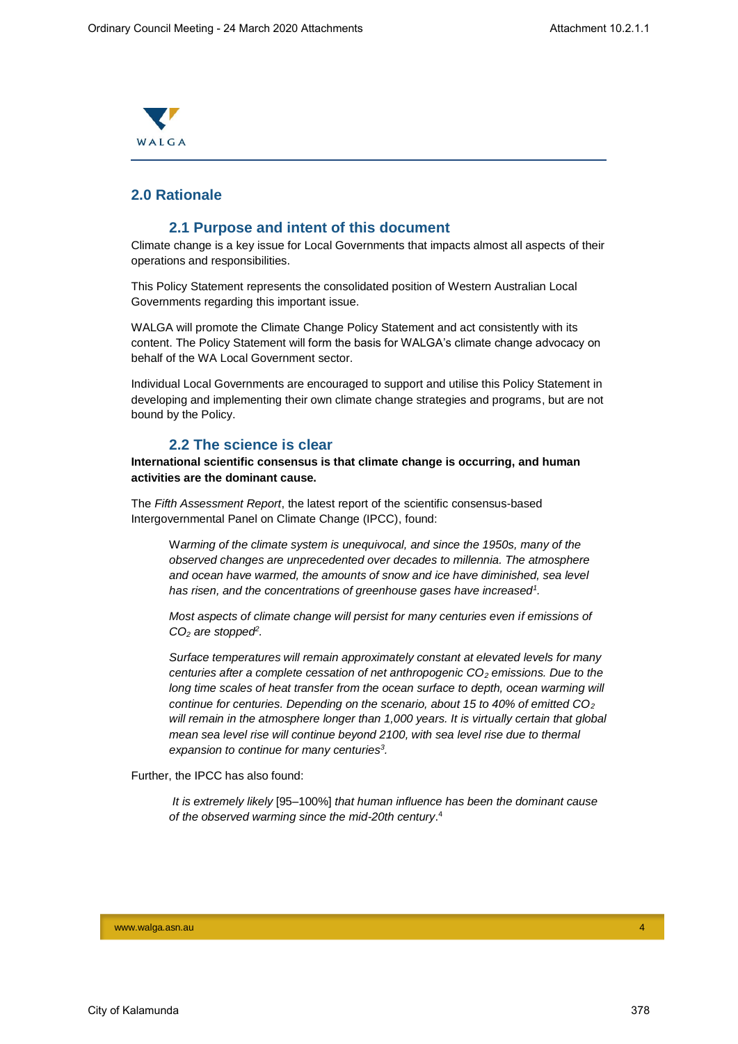## 2.0 Rationale

### 2.1 Purpose and intent of this document

Climate change is a key issue for Local Governments that impacts almost all aspects of their operations and responsibilities.

This Policy Statement represents the consolidated position of Western Australian Local Governments regarding this important issue.

WALGA will promote the Climate Change Policy Statement and act consistently with its content. The Policy Statement will form the basis for WALGA's climate change advocacy on behalf of the WA Local Government sector.

Individual Local Governments are encouraged to support and utilise this Policy Statement in developing and implementing their own climate change strategies and programs, but are not bound by the Policy.

### 2.2 The science is clear

**International scientific consensus is that climate change is occurring, and human activities are the dominant cause.**

The *Fifth Assessment Report*, the latest report of the scientific consensus-based Intergovernmental Panel on Climate Change (IPCC), found:

> *Warming of the climate system is unequivocal, and since the 1950s, many of the observed changes are unprecedented over decades to millennia. The atmosphere and ocean have warmed, the amounts of snow and ice have diminished, sea level has risen, and the concentrations of greenhouse gases have increased*[1].
>
> *Most aspects of climate change will persist for many centuries even if emissions of $CO_2$ are stopped*[2].
>
> *Surface temperatures will remain approximately constant at elevated levels for many centuries after a complete cessation of net anthropogenic $CO_2$ emissions. Due to the long time scales of heat transfer from the ocean surface to depth, ocean warming will continue for centuries. Depending on the scenario, about 15 to 40% of emitted $CO_2$ will remain in the atmosphere longer than 1,000 years. It is virtually certain that global mean sea level rise will continue beyond 2100, with sea level rise due to thermal expansion to continue for many centuries*[3].

Further, the IPCC has also found:

> *It is extremely likely* [95–100%] *that human influence has been the dominant cause of the observed warming since the mid-20th century*.[4]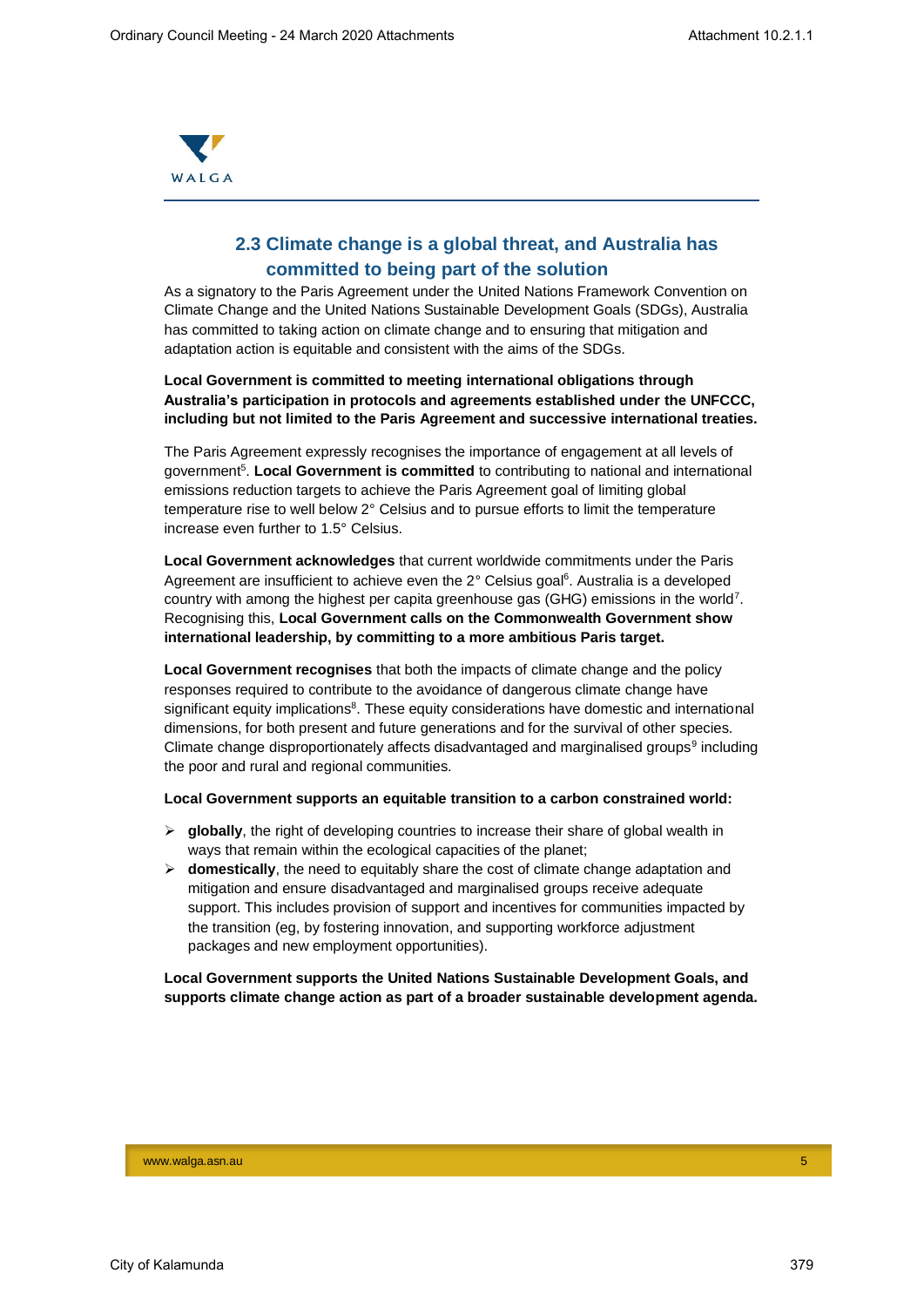## 2.3 Climate change is a global threat, and Australia has committed to being part of the solution

As a signatory to the Paris Agreement under the United Nations Framework Convention on Climate Change and the United Nations Sustainable Development Goals (SDGs), Australia has committed to taking action on climate change and to ensuring that mitigation and adaptation action is equitable and consistent with the aims of the SDGs.

**Local Government is committed to meeting international obligations through Australia's participation in protocols and agreements established under the UNFCCC, including but not limited to the Paris Agreement and successive international treaties.**

The Paris Agreement expressly recognises the importance of engagement at all levels of government[5]. **Local Government is committed** to contributing to national and international emissions reduction targets to achieve the Paris Agreement goal of limiting global temperature rise to well below 2° Celsius and to pursue efforts to limit the temperature increase even further to 1.5° Celsius.

**Local Government acknowledges** that current worldwide commitments under the Paris Agreement are insufficient to achieve even the 2° Celsius goal[6]. Australia is a developed country with among the highest per capita greenhouse gas (GHG) emissions in the world[7]. Recognising this, **Local Government calls on the Commonwealth Government show international leadership, by committing to a more ambitious Paris target.**

**Local Government recognises** that both the impacts of climate change and the policy responses required to contribute to the avoidance of dangerous climate change have significant equity implications[8]. These equity considerations have domestic and international dimensions, for both present and future generations and for the survival of other species. Climate change disproportionately affects disadvantaged and marginalised groups[9] including the poor and rural and regional communities.

**Local Government supports an equitable transition to a carbon constrained world:**

- **globally**, the right of developing countries to increase their share of global wealth in ways that remain within the ecological capacities of the planet;
- **domestically**, the need to equitably share the cost of climate change adaptation and mitigation and ensure disadvantaged and marginalised groups receive adequate support. This includes provision of support and incentives for communities impacted by the transition (eg, by fostering innovation, and supporting workforce adjustment packages and new employment opportunities).

**Local Government supports the United Nations Sustainable Development Goals, and supports climate change action as part of a broader sustainable development agenda.**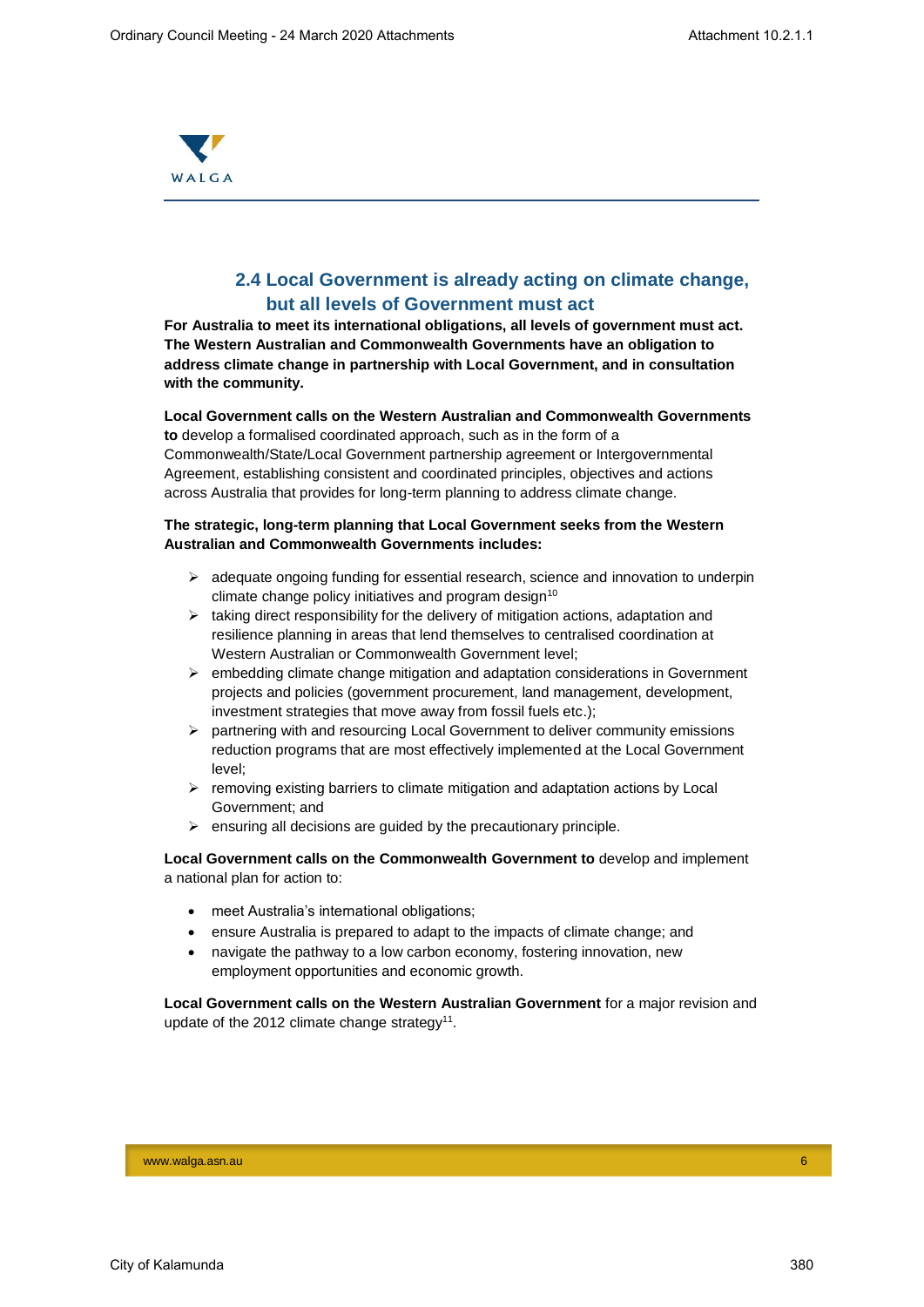## 2.4 Local Government is already acting on climate change, but all levels of Government must act

**For Australia to meet its international obligations, all levels of government must act. The Western Australian and Commonwealth Governments have an obligation to address climate change in partnership with Local Government, and in consultation with the community.**

**Local Government calls on the Western Australian and Commonwealth Governments to** develop a formalised coordinated approach, such as in the form of a Commonwealth/State/Local Government partnership agreement or Intergovernmental Agreement, establishing consistent and coordinated principles, objectives and actions across Australia that provides for long-term planning to address climate change.

**The strategic, long-term planning that Local Government seeks from the Western Australian and Commonwealth Governments includes:**

- adequate ongoing funding for essential research, science and innovation to underpin climate change policy initiatives and program design[10]
- taking direct responsibility for the delivery of mitigation actions, adaptation and resilience planning in areas that lend themselves to centralised coordination at Western Australian or Commonwealth Government level;
- embedding climate change mitigation and adaptation considerations in Government projects and policies (government procurement, land management, development, investment strategies that move away from fossil fuels etc.);
- partnering with and resourcing Local Government to deliver community emissions reduction programs that are most effectively implemented at the Local Government level;
- removing existing barriers to climate mitigation and adaptation actions by Local Government; and
- ensuring all decisions are guided by the precautionary principle.

**Local Government calls on the Commonwealth Government to** develop and implement a national plan for action to:

- meet Australia's international obligations;
- ensure Australia is prepared to adapt to the impacts of climate change; and
- navigate the pathway to a low carbon economy, fostering innovation, new employment opportunities and economic growth.

**Local Government calls on the Western Australian Government** for a major revision and update of the 2012 climate change strategy[11].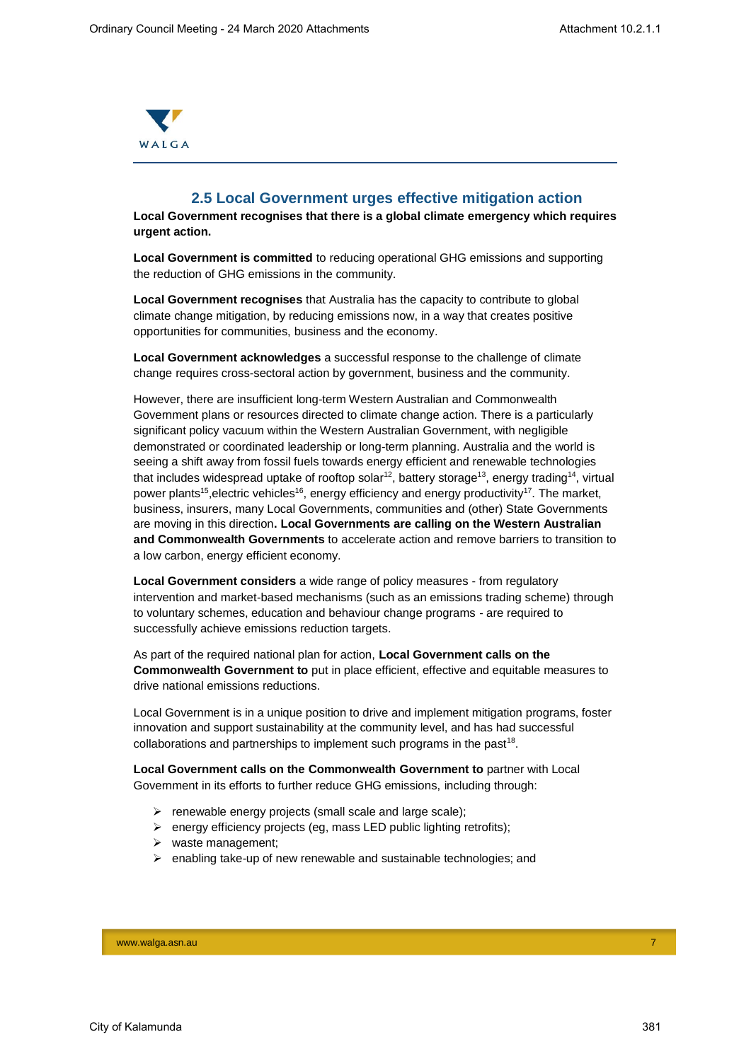## 2.5 Local Government urges effective mitigation action

**Local Government recognises that there is a global climate emergency which requires urgent action.**

**Local Government is committed** to reducing operational GHG emissions and supporting the reduction of GHG emissions in the community.

**Local Government recognises** that Australia has the capacity to contribute to global climate change mitigation, by reducing emissions now, in a way that creates positive opportunities for communities, business and the economy.

**Local Government acknowledges** a successful response to the challenge of climate change requires cross-sectoral action by government, business and the community.

However, there are insufficient long-term Western Australian and Commonwealth Government plans or resources directed to climate change action. There is a particularly significant policy vacuum within the Western Australian Government, with negligible demonstrated or coordinated leadership or long-term planning. Australia and the world is seeing a shift away from fossil fuels towards energy efficient and renewable technologies that includes widespread uptake of rooftop solar[12], battery storage[13], energy trading[14], virtual power plants[15],electric vehicles[16], energy efficiency and energy productivity[17]. The market, business, insurers, many Local Governments, communities and (other) State Governments are moving in this direction**. Local Governments are calling on the Western Australian and Commonwealth Governments** to accelerate action and remove barriers to transition to a low carbon, energy efficient economy.

**Local Government considers** a wide range of policy measures - from regulatory intervention and market-based mechanisms (such as an emissions trading scheme) through to voluntary schemes, education and behaviour change programs - are required to successfully achieve emissions reduction targets.

As part of the required national plan for action, **Local Government calls on the Commonwealth Government to** put in place efficient, effective and equitable measures to drive national emissions reductions.

Local Government is in a unique position to drive and implement mitigation programs, foster innovation and support sustainability at the community level, and has had successful collaborations and partnerships to implement such programs in the past[18].

**Local Government calls on the Commonwealth Government to** partner with Local Government in its efforts to further reduce GHG emissions, including through:

- renewable energy projects (small scale and large scale);
- energy efficiency projects (eg, mass LED public lighting retrofits);
- waste management;
- enabling take-up of new renewable and sustainable technologies; and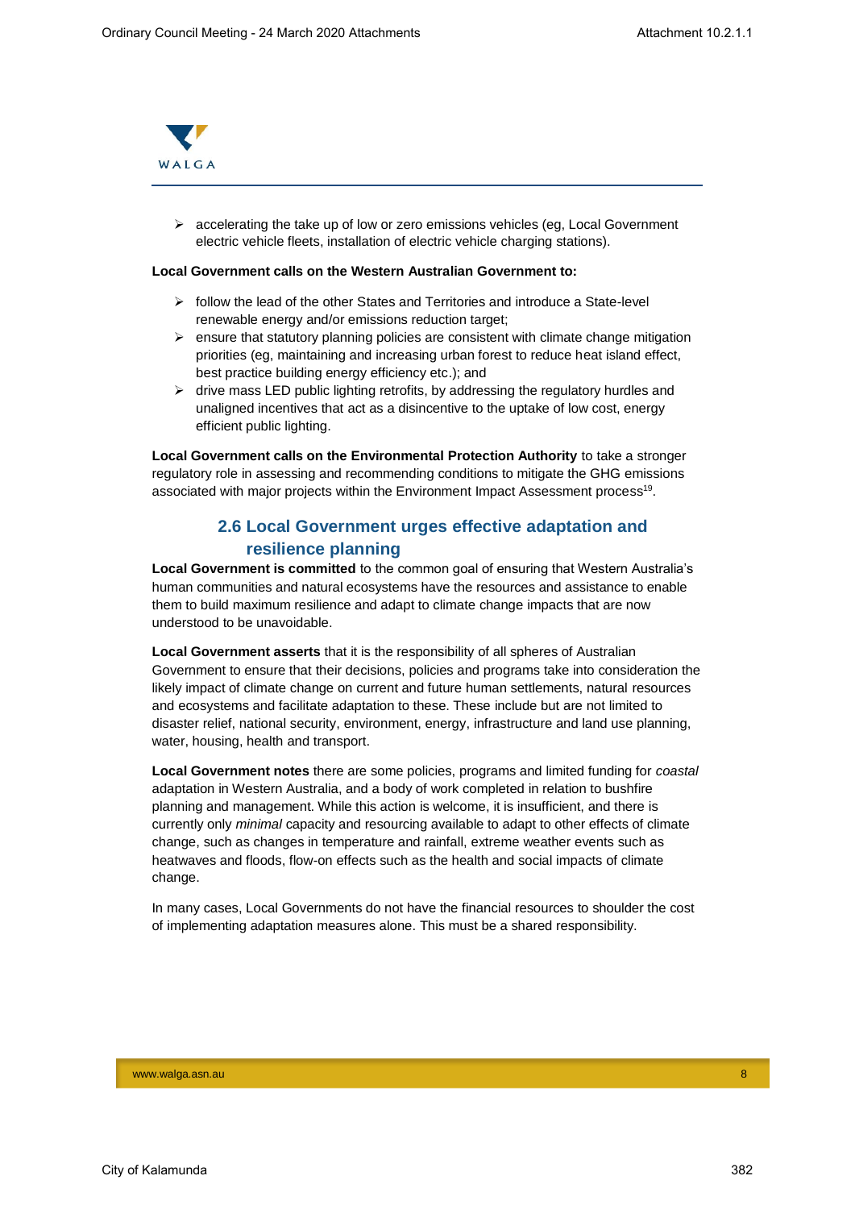- accelerating the take up of low or zero emissions vehicles (eg, Local Government electric vehicle fleets, installation of electric vehicle charging stations).

**Local Government calls on the Western Australian Government to:**

- follow the lead of the other States and Territories and introduce a State-level renewable energy and/or emissions reduction target;
- ensure that statutory planning policies are consistent with climate change mitigation priorities (eg, maintaining and increasing urban forest to reduce heat island effect, best practice building energy efficiency etc.); and
- drive mass LED public lighting retrofits, by addressing the regulatory hurdles and unaligned incentives that act as a disincentive to the uptake of low cost, energy efficient public lighting.

**Local Government calls on the Environmental Protection Authority** to take a stronger regulatory role in assessing and recommending conditions to mitigate the GHG emissions associated with major projects within the Environment Impact Assessment process[19].

## 2.6 Local Government urges effective adaptation and resilience planning

**Local Government is committed** to the common goal of ensuring that Western Australia's human communities and natural ecosystems have the resources and assistance to enable them to build maximum resilience and adapt to climate change impacts that are now understood to be unavoidable.

**Local Government asserts** that it is the responsibility of all spheres of Australian Government to ensure that their decisions, policies and programs take into consideration the likely impact of climate change on current and future human settlements, natural resources and ecosystems and facilitate adaptation to these. These include but are not limited to disaster relief, national security, environment, energy, infrastructure and land use planning, water, housing, health and transport.

**Local Government notes** there are some policies, programs and limited funding for *coastal* adaptation in Western Australia, and a body of work completed in relation to bushfire planning and management. While this action is welcome, it is insufficient, and there is currently only *minimal* capacity and resourcing available to adapt to other effects of climate change, such as changes in temperature and rainfall, extreme weather events such as heatwaves and floods, flow-on effects such as the health and social impacts of climate change.

In many cases, Local Governments do not have the financial resources to shoulder the cost of implementing adaptation measures alone. This must be a shared responsibility.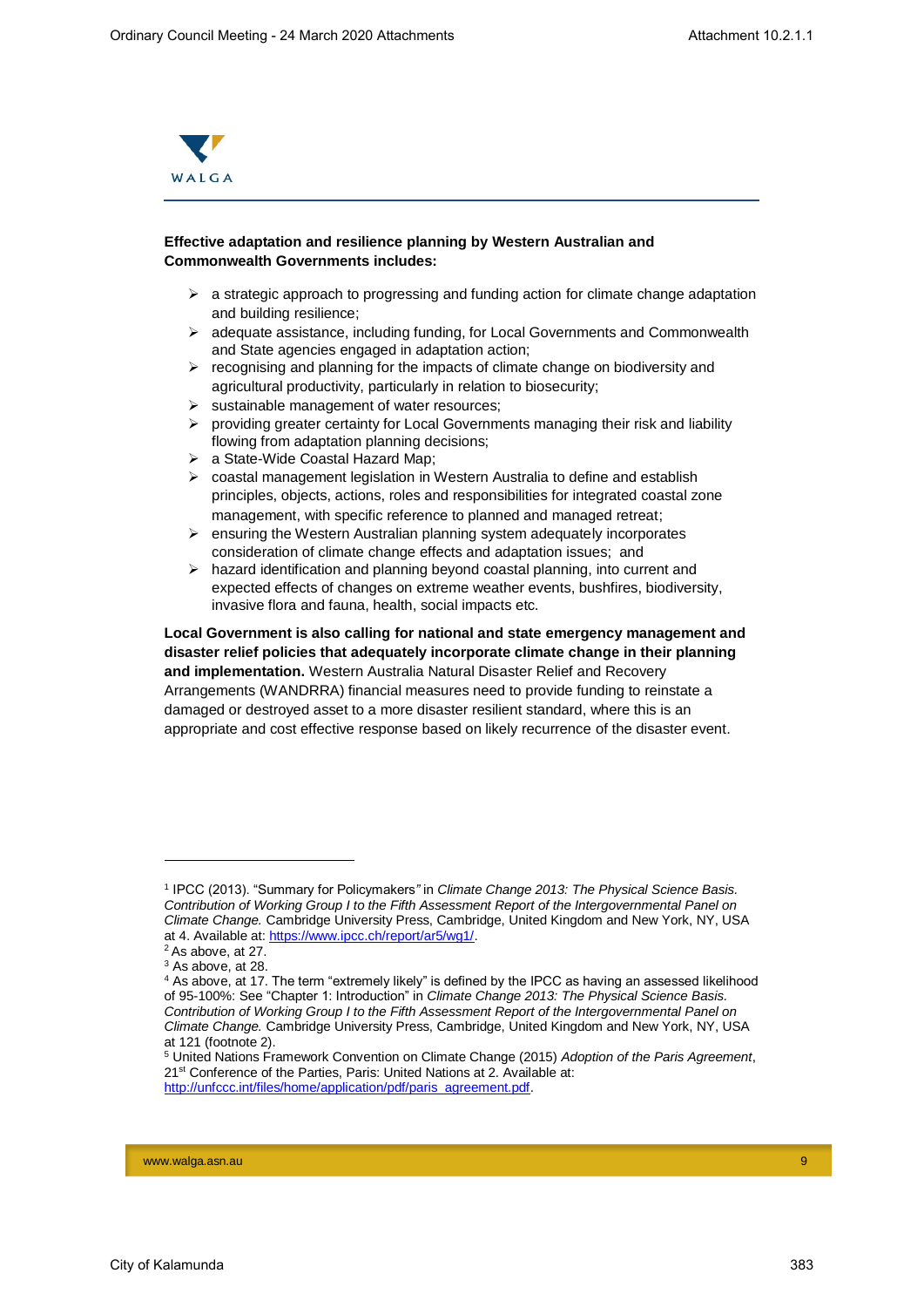**Effective adaptation and resilience planning by Western Australian and Commonwealth Governments includes:**

- a strategic approach to progressing and funding action for climate change adaptation and building resilience;
- adequate assistance, including funding, for Local Governments and Commonwealth and State agencies engaged in adaptation action;
- recognising and planning for the impacts of climate change on biodiversity and agricultural productivity, particularly in relation to biosecurity;
- sustainable management of water resources;
- providing greater certainty for Local Governments managing their risk and liability flowing from adaptation planning decisions;
- a State-Wide Coastal Hazard Map;
- coastal management legislation in Western Australia to define and establish principles, objects, actions, roles and responsibilities for integrated coastal zone management, with specific reference to planned and managed retreat;
- ensuring the Western Australian planning system adequately incorporates consideration of climate change effects and adaptation issues; and
- hazard identification and planning beyond coastal planning, into current and expected effects of changes on extreme weather events, bushfires, biodiversity, invasive flora and fauna, health, social impacts etc.

**Local Government is also calling for national and state emergency management and disaster relief policies that adequately incorporate climate change in their planning and implementation.** Western Australia Natural Disaster Relief and Recovery Arrangements (WANDRRA) financial measures need to provide funding to reinstate a damaged or destroyed asset to a more disaster resilient standard, where this is an appropriate and cost effective response based on likely recurrence of the disaster event.

---

[1] IPCC (2013). "Summary for Policymakers" in *Climate Change 2013: The Physical Science Basis. Contribution of Working Group I to the Fifth Assessment Report of the Intergovernmental Panel on Climate Change.* Cambridge University Press, Cambridge, United Kingdom and New York, NY, USA at 4. Available at: https://www.ipcc.ch/report/ar5/wg1/.

[2] As above, at 27.

[3] As above, at 28.

[4] As above, at 17. The term "extremely likely" is defined by the IPCC as having an assessed likelihood of 95-100%: See "Chapter 1: Introduction" in *Climate Change 2013: The Physical Science Basis. Contribution of Working Group I to the Fifth Assessment Report of the Intergovernmental Panel on Climate Change.* Cambridge University Press, Cambridge, United Kingdom and New York, NY, USA at 121 (footnote 2).

[5] United Nations Framework Convention on Climate Change (2015) *Adoption of the Paris Agreement*, 21st Conference of the Parties, Paris: United Nations at 2. Available at: http://unfccc.int/files/home/application/pdf/paris_agreement.pdf.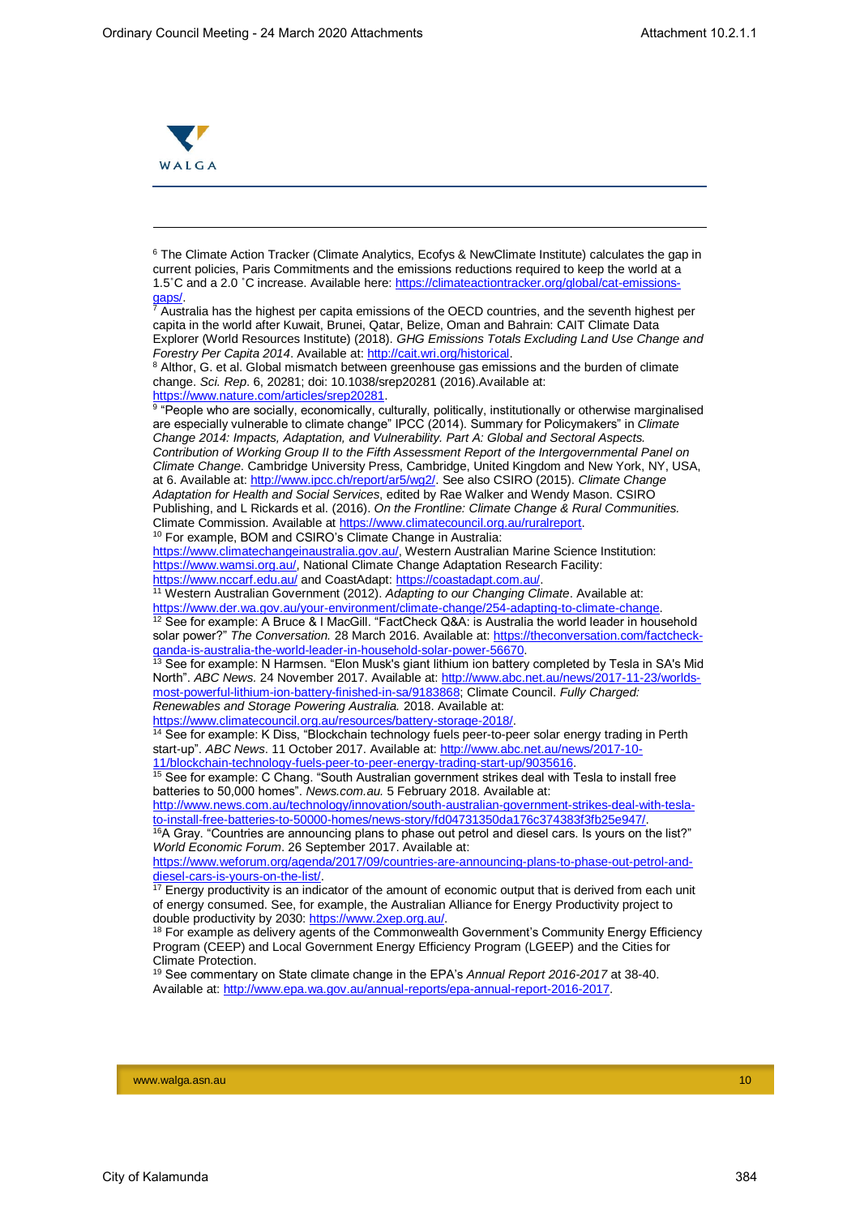[6] The Climate Action Tracker (Climate Analytics, Ecofys & NewClimate Institute) calculates the gap in current policies, Paris Commitments and the emissions reductions required to keep the world at a 1.5˚C and a 2.0 ˚C increase. Available here: https://climateactiontracker.org/global/cat-emissions-gaps/.

[7] Australia has the highest per capita emissions of the OECD countries, and the seventh highest per capita in the world after Kuwait, Brunei, Qatar, Belize, Oman and Bahrain: CAIT Climate Data Explorer (World Resources Institute) (2018). *GHG Emissions Totals Excluding Land Use Change and Forestry Per Capita 2014*. Available at: http://cait.wri.org/historical.

[8] Althor, G. et al. Global mismatch between greenhouse gas emissions and the burden of climate change. *Sci. Rep.* 6, 20281; doi: 10.1038/srep20281 (2016).Available at: https://www.nature.com/articles/srep20281.

[9] "People who are socially, economically, culturally, politically, institutionally or otherwise marginalised are especially vulnerable to climate change" IPCC (2014). Summary for Policymakers" in *Climate Change 2014: Impacts, Adaptation, and Vulnerability. Part A: Global and Sectoral Aspects. Contribution of Working Group II to the Fifth Assessment Report of the Intergovernmental Panel on Climate Change*. Cambridge University Press, Cambridge, United Kingdom and New York, NY, USA, at 6. Available at: http://www.ipcc.ch/report/ar5/wg2/. See also CSIRO (2015). *Climate Change Adaptation for Health and Social Services*, edited by Rae Walker and Wendy Mason. CSIRO Publishing, and L Rickards et al. (2016). *On the Frontline: Climate Change & Rural Communities.* Climate Commission. Available at https://www.climatecouncil.org.au/ruralreport.

[10] For example, BOM and CSIRO's Climate Change in Australia: https://www.climatechangeinaustralia.gov.au/, Western Australian Marine Science Institution: https://www.wamsi.org.au/, National Climate Change Adaptation Research Facility: https://www.nccarf.edu.au/ and CoastAdapt: https://coastadapt.com.au/.

[11] Western Australian Government (2012). *Adapting to our Changing Climate*. Available at: https://www.der.wa.gov.au/your-environment/climate-change/254-adapting-to-climate-change.

[12] See for example: A Bruce & I MacGill. "FactCheck Q&A: is Australia the world leader in household solar power?" *The Conversation.* 28 March 2016. Available at: https://theconversation.com/factcheck-qanda-is-australia-the-world-leader-in-household-solar-power-56670.

[13] See for example: N Harmsen. "Elon Musk's giant lithium ion battery completed by Tesla in SA's Mid North". *ABC News*. 24 November 2017. Available at: http://www.abc.net.au/news/2017-11-23/worlds-most-powerful-lithium-ion-battery-finished-in-sa/9183868; Climate Council. *Fully Charged: Renewables and Storage Powering Australia.* 2018. Available at: https://www.climatecouncil.org.au/resources/battery-storage-2018/.

[14] See for example: K Diss, "Blockchain technology fuels peer-to-peer solar energy trading in Perth start-up". *ABC News*. 11 October 2017. Available at: http://www.abc.net.au/news/2017-10-11/blockchain-technology-fuels-peer-to-peer-energy-trading-start-up/9035616.

[15] See for example: C Chang. "South Australian government strikes deal with Tesla to install free batteries to 50,000 homes". *News.com.au.* 5 February 2018. Available at: http://www.news.com.au/technology/innovation/south-australian-government-strikes-deal-with-tesla-to-install-free-batteries-to-50000-homes/news-story/fd04731350da176c374383f3fb25e947/.

[16] A Gray. "Countries are announcing plans to phase out petrol and diesel cars. Is yours on the list?" *World Economic Forum*. 26 September 2017. Available at: https://www.weforum.org/agenda/2017/09/countries-are-announcing-plans-to-phase-out-petrol-and-diesel-cars-is-yours-on-the-list/.

[17] Energy productivity is an indicator of the amount of economic output that is derived from each unit of energy consumed. See, for example, the Australian Alliance for Energy Productivity project to double productivity by 2030: https://www.2xep.org.au/.

[18] For example as delivery agents of the Commonwealth Government's Community Energy Efficiency Program (CEEP) and Local Government Energy Efficiency Program (LGEEP) and the Cities for Climate Protection.

[19] See commentary on State climate change in the EPA's *Annual Report 2016-2017* at 38-40. Available at: http://www.epa.wa.gov.au/annual-reports/epa-annual-report-2016-2017.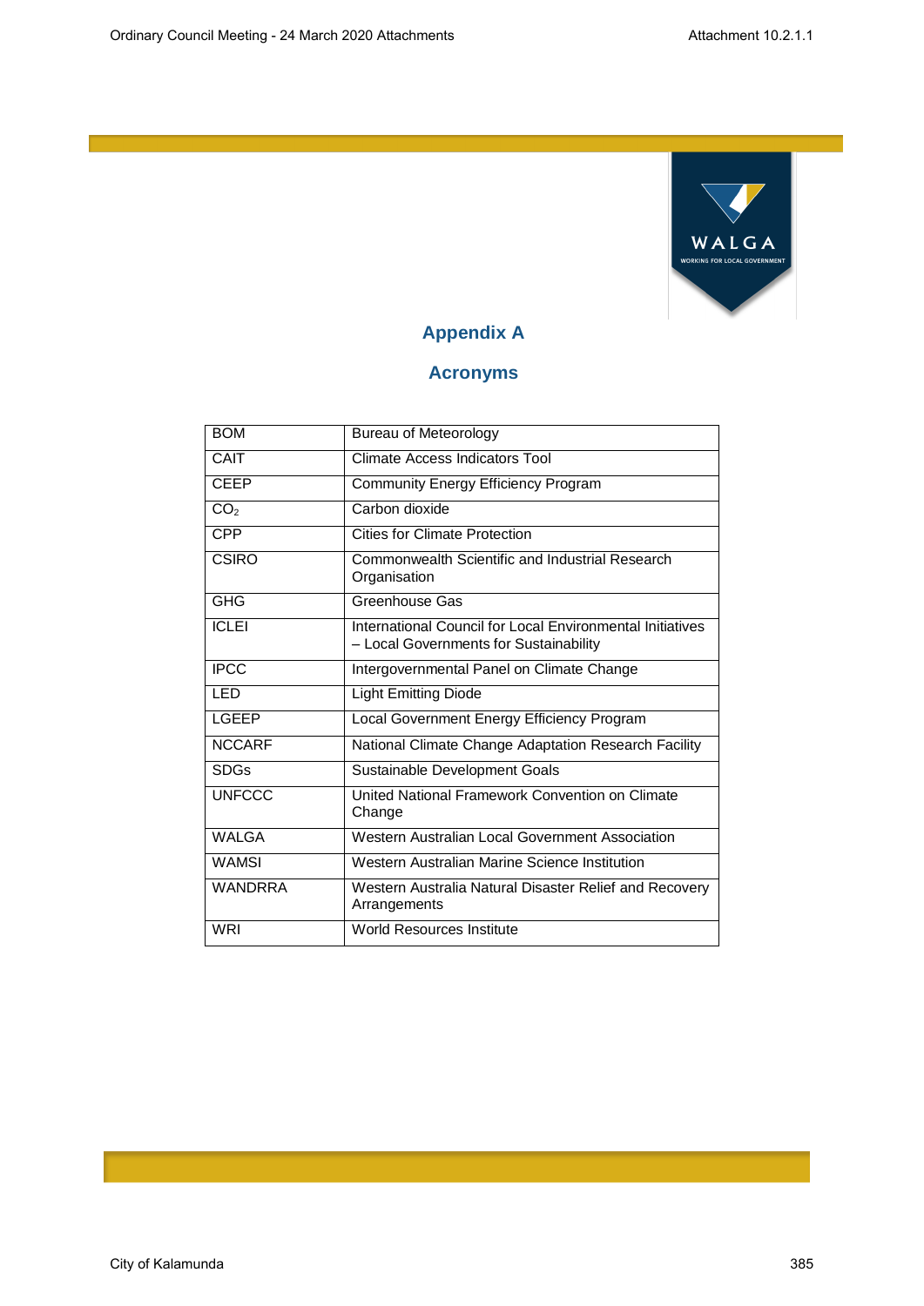## Appendix A

## Acronyms

| | |
|---|---|
| BOM | Bureau of Meteorology |
| CAIT | Climate Access Indicators Tool |
| CEEP | Community Energy Efficiency Program |
| $CO_2$ | Carbon dioxide |
| CPP | Cities for Climate Protection |
| CSIRO | Commonwealth Scientific and Industrial Research Organisation |
| GHG | Greenhouse Gas |
| ICLEI | International Council for Local Environmental Initiatives – Local Governments for Sustainability |
| IPCC | Intergovernmental Panel on Climate Change |
| LED | Light Emitting Diode |
| LGEEP | Local Government Energy Efficiency Program |
| NCCARF | National Climate Change Adaptation Research Facility |
| SDGs | Sustainable Development Goals |
| UNFCCC | United National Framework Convention on Climate Change |
| WALGA | Western Australian Local Government Association |
| WAMSI | Western Australian Marine Science Institution |
| WANDRRA | Western Australia Natural Disaster Relief and Recovery Arrangements |
| WRI | World Resources Institute |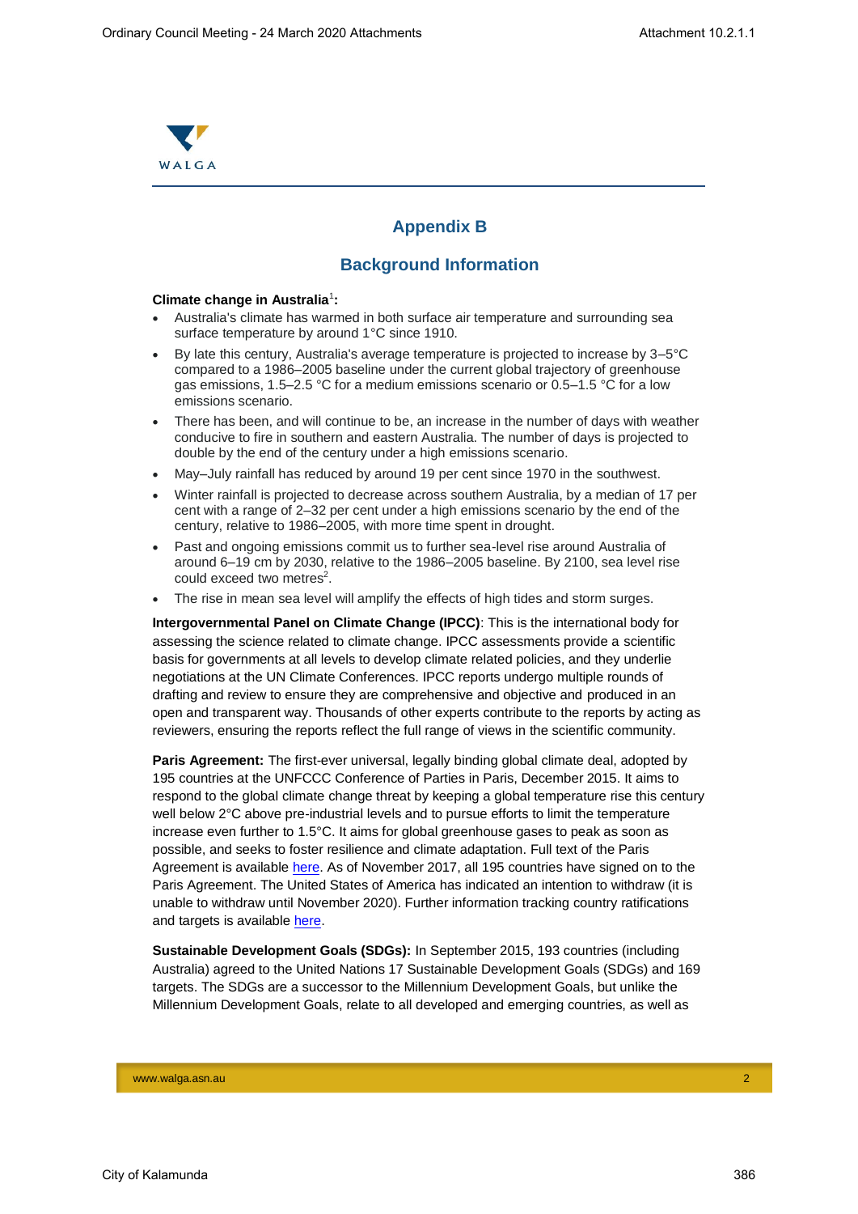WALGA

## Appendix B

## Background Information

**Climate change in Australia[1]:**

- Australia's climate has warmed in both surface air temperature and surrounding sea surface temperature by around 1°C since 1910.
- By late this century, Australia's average temperature is projected to increase by 3–5°C compared to a 1986–2005 baseline under the current global trajectory of greenhouse gas emissions, 1.5–2.5 °C for a medium emissions scenario or 0.5–1.5 °C for a low emissions scenario.
- There has been, and will continue to be, an increase in the number of days with weather conducive to fire in southern and eastern Australia. The number of days is projected to double by the end of the century under a high emissions scenario.
- May–July rainfall has reduced by around 19 per cent since 1970 in the southwest.
- Winter rainfall is projected to decrease across southern Australia, by a median of 17 per cent with a range of 2–32 per cent under a high emissions scenario by the end of the century, relative to 1986–2005, with more time spent in drought.
- Past and ongoing emissions commit us to further sea-level rise around Australia of around 6–19 cm by 2030, relative to the 1986–2005 baseline. By 2100, sea level rise could exceed two metres[2].
- The rise in mean sea level will amplify the effects of high tides and storm surges.

**Intergovernmental Panel on Climate Change (IPCC)**: This is the international body for assessing the science related to climate change. IPCC assessments provide a scientific basis for governments at all levels to develop climate related policies, and they underlie negotiations at the UN Climate Conferences. IPCC reports undergo multiple rounds of drafting and review to ensure they are comprehensive and objective and produced in an open and transparent way. Thousands of other experts contribute to the reports by acting as reviewers, ensuring the reports reflect the full range of views in the scientific community.

**Paris Agreement:** The first-ever universal, legally binding global climate deal, adopted by 195 countries at the UNFCCC Conference of Parties in Paris, December 2015. It aims to respond to the global climate change threat by keeping a global temperature rise this century well below 2°C above pre-industrial levels and to pursue efforts to limit the temperature increase even further to 1.5°C. It aims for global greenhouse gases to peak as soon as possible, and seeks to foster resilience and climate adaptation. Full text of the Paris Agreement is available here. As of November 2017, all 195 countries have signed on to the Paris Agreement. The United States of America has indicated an intention to withdraw (it is unable to withdraw until November 2020). Further information tracking country ratifications and targets is available here.

**Sustainable Development Goals (SDGs):** In September 2015, 193 countries (including Australia) agreed to the United Nations 17 Sustainable Development Goals (SDGs) and 169 targets. The SDGs are a successor to the Millennium Development Goals, but unlike the Millennium Development Goals, relate to all developed and emerging countries, as well as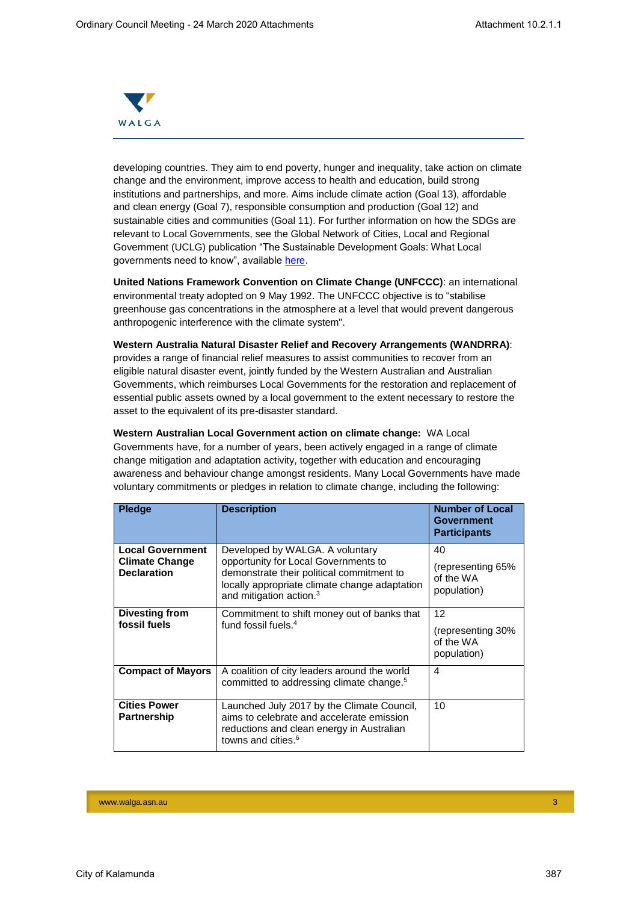developing countries. They aim to end poverty, hunger and inequality, take action on climate change and the environment, improve access to health and education, build strong institutions and partnerships, and more. Aims include climate action (Goal 13), affordable and clean energy (Goal 7), responsible consumption and production (Goal 12) and sustainable cities and communities (Goal 11). For further information on how the SDGs are relevant to Local Governments, see the Global Network of Cities, Local and Regional Government (UCLG) publication "The Sustainable Development Goals: What Local governments need to know", available here.

**United Nations Framework Convention on Climate Change (UNFCCC)**: an international environmental treaty adopted on 9 May 1992. The UNFCCC objective is to "stabilise greenhouse gas concentrations in the atmosphere at a level that would prevent dangerous anthropogenic interference with the climate system".

**Western Australia Natural Disaster Relief and Recovery Arrangements (WANDRRA)**: provides a range of financial relief measures to assist communities to recover from an eligible natural disaster event, jointly funded by the Western Australian and Australian Governments, which reimburses Local Governments for the restoration and replacement of essential public assets owned by a local government to the extent necessary to restore the asset to the equivalent of its pre-disaster standard.

**Western Australian Local Government action on climate change:** WA Local Governments have, for a number of years, been actively engaged in a range of climate change mitigation and adaptation activity, together with education and encouraging awareness and behaviour change amongst residents. Many Local Governments have made voluntary commitments or pledges in relation to climate change, including the following:

| Pledge | Description | Number of Local Government Participants |
|---|---|---|
| **Local Government Climate Change Declaration** | Developed by WALGA. A voluntary opportunity for Local Governments to demonstrate their political commitment to locally appropriate climate change adaptation and mitigation action.[3] | 40 (representing 65% of the WA population) |
| **Divesting from fossil fuels** | Commitment to shift money out of banks that fund fossil fuels.[4] | 12 (representing 30% of the WA population) |
| **Compact of Mayors** | A coalition of city leaders around the world committed to addressing climate change.[5] | 4 |
| **Cities Power Partnership** | Launched July 2017 by the Climate Council, aims to celebrate and accelerate emission reductions and clean energy in Australian towns and cities.[6] | 10 |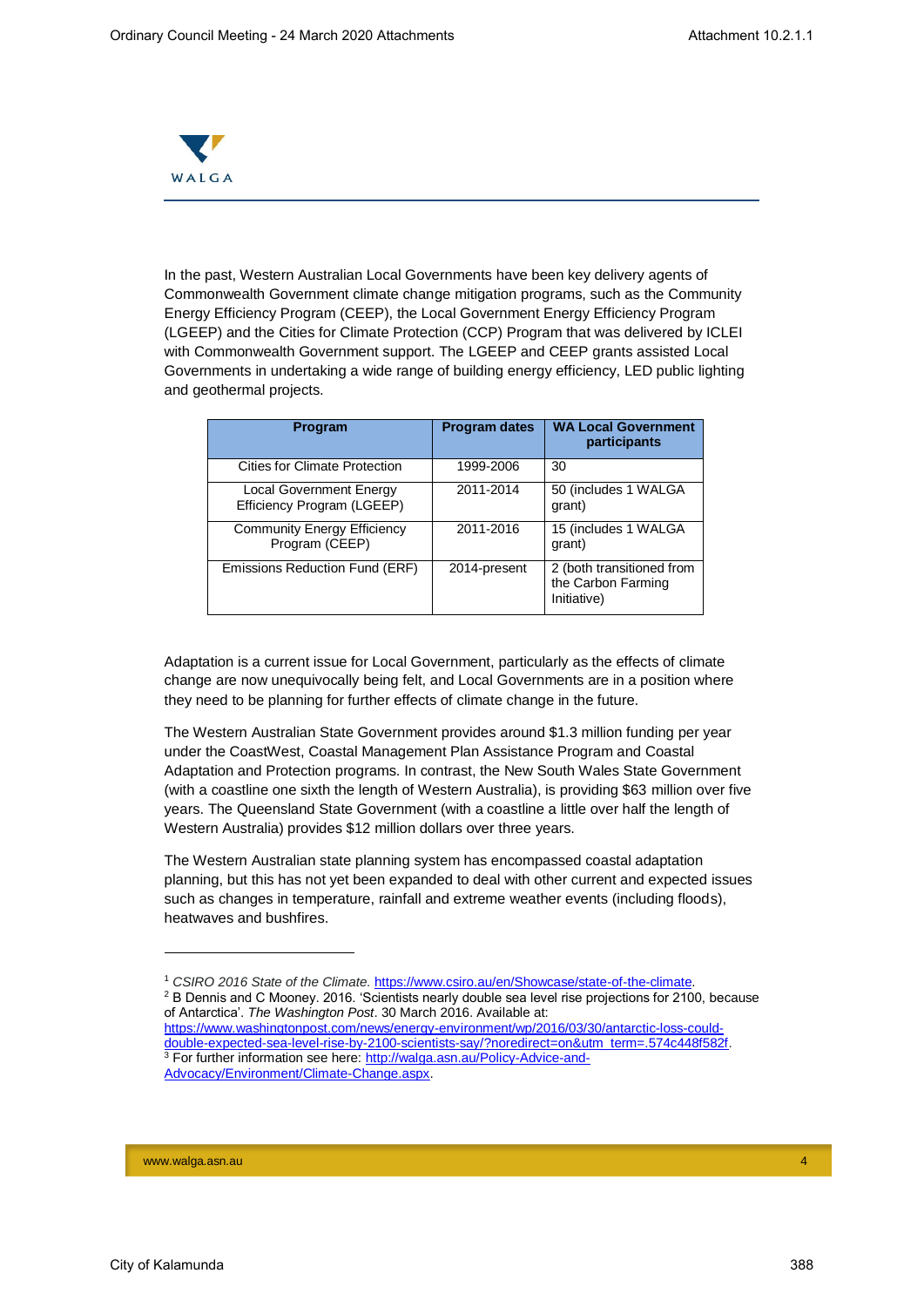In the past, Western Australian Local Governments have been key delivery agents of Commonwealth Government climate change mitigation programs, such as the Community Energy Efficiency Program (CEEP), the Local Government Energy Efficiency Program (LGEEP) and the Cities for Climate Protection (CCP) Program that was delivered by ICLEI with Commonwealth Government support. The LGEEP and CEEP grants assisted Local Governments in undertaking a wide range of building energy efficiency, LED public lighting and geothermal projects.

| Program | Program dates | WA Local Government participants |
|---|---|---|
| Cities for Climate Protection | 1999-2006 | 30 |
| Local Government Energy Efficiency Program (LGEEP) | 2011-2014 | 50 (includes 1 WALGA grant) |
| Community Energy Efficiency Program (CEEP) | 2011-2016 | 15 (includes 1 WALGA grant) |
| Emissions Reduction Fund (ERF) | 2014-present | 2 (both transitioned from the Carbon Farming Initiative) |

Adaptation is a current issue for Local Government, particularly as the effects of climate change are now unequivocally being felt, and Local Governments are in a position where they need to be planning for further effects of climate change in the future.

The Western Australian State Government provides around $1.3 million funding per year under the CoastWest, Coastal Management Plan Assistance Program and Coastal Adaptation and Protection programs. In contrast, the New South Wales State Government (with a coastline one sixth the length of Western Australia), is providing $63 million over five years. The Queensland State Government (with a coastline a little over half the length of Western Australia) provides $12 million dollars over three years.

The Western Australian state planning system has encompassed coastal adaptation planning, but this has not yet been expanded to deal with other current and expected issues such as changes in temperature, rainfall and extreme weather events (including floods), heatwaves and bushfires.

---

[1] *CSIRO 2016 State of the Climate.* https://www.csiro.au/en/Showcase/state-of-the-climate.

[2] B Dennis and C Mooney. 2016. 'Scientists nearly double sea level rise projections for 2100, because of Antarctica'. *The Washington Post*. 30 March 2016. Available at: https://www.washingtonpost.com/news/energy-environment/wp/2016/03/30/antarctic-loss-could-double-expected-sea-level-rise-by-2100-scientists-say/?noredirect=on&utm_term=.574c448f582f.

[3] For further information see here: http://walga.asn.au/Policy-Advice-and-Advocacy/Environment/Climate-Change.aspx.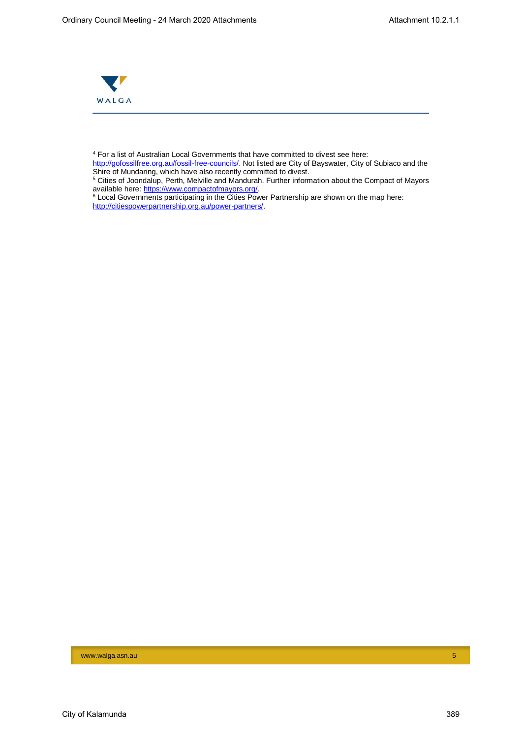[4] For a list of Australian Local Governments that have committed to divest see here: http://gofossilfree.org.au/fossil-free-councils/. Not listed are City of Bayswater, City of Subiaco and the Shire of Mundaring, which have also recently committed to divest.

[5] Cities of Joondalup, Perth, Melville and Mandurah. Further information about the Compact of Mayors available here: https://www.compactofmayors.org/.

[6] Local Governments participating in the Cities Power Partnership are shown on the map here: http://citiespowerpartnership.org.au/power-partners/.